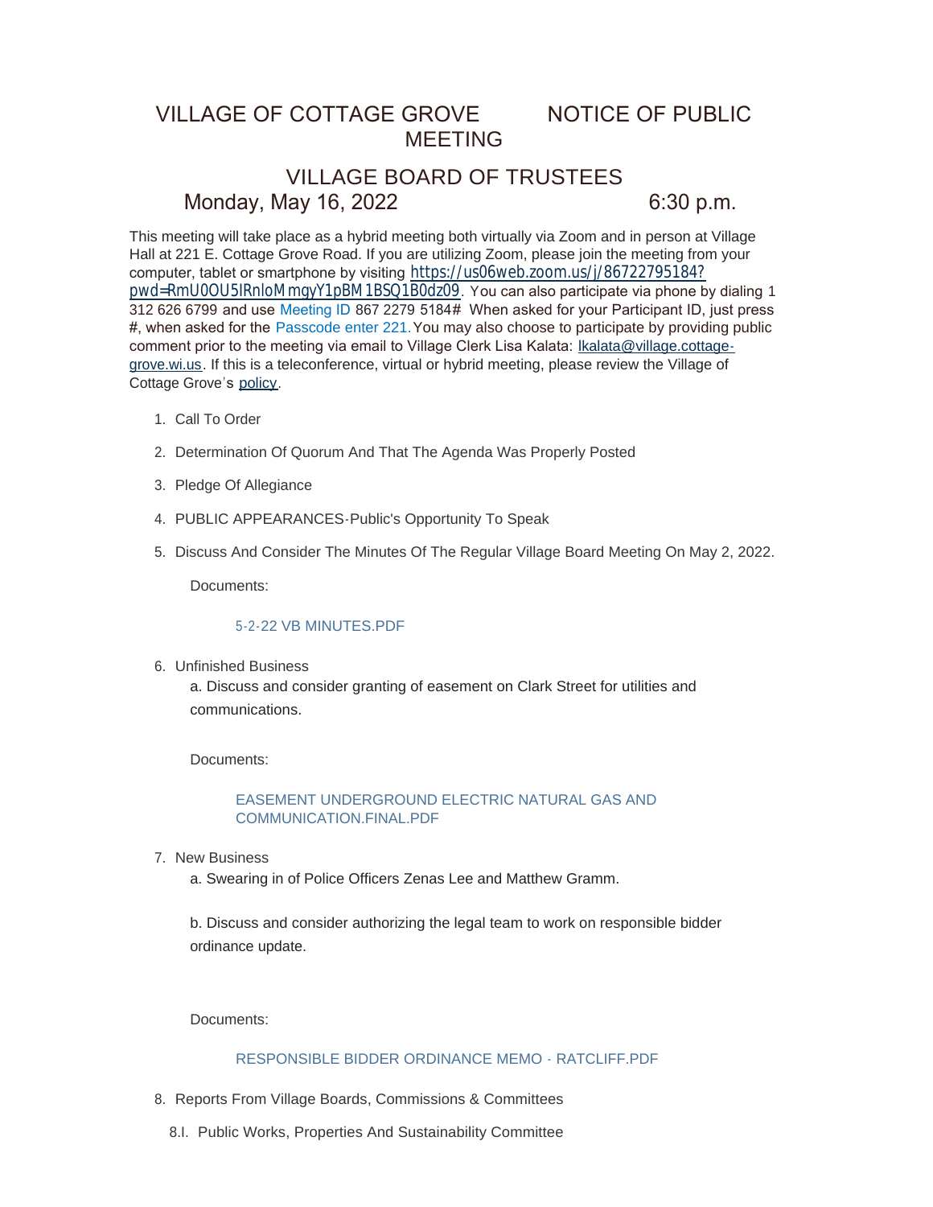# VILLAGE OF COTTAGE GROVE NOTICE OF PUBLIC MEETING

## VILLAGE BOARD OF TRUSTEES

## Monday, May 16, 2022 6:30 p.m.

This meeting will take place as a hybrid meeting both virtually via Zoom and in person at Village Hall at 221 E. Cottage Grove Road. If you are utilizing Zoom, please join the meeting from your computer, tablet or smartphone by visiting https://us06web.zoom.us/j/86722795184?pwd=RmU0OU5IRnloMmgyY1pBM1BSQ1B0dz09. You can also participate via phone by dialing 1 312 626 6799 and use Meeting ID 867 2279 5184# When asked for your Participant ID, just press #, when asked for the Passcode enter 221. You may also choose to participate by providing public comment prior to the meeting via email to Village Clerk Lisa Kalata: lkalata@village.cottage-grove.wi.us. If this is a teleconference, virtual or hybrid meeting, please review the Village of Cottage Grove's policy.

1. Call To Order
2. Determination Of Quorum And That The Agenda Was Properly Posted
3. Pledge Of Allegiance
4. PUBLIC APPEARANCES-Public's Opportunity To Speak
5. Discuss And Consider The Minutes Of The Regular Village Board Meeting On May 2, 2022.

   Documents:

   5-2-22 VB MINUTES.PDF

6. Unfinished Business

   a. Discuss and consider granting of easement on Clark Street for utilities and communications.

   Documents:

   EASEMENT UNDERGROUND ELECTRIC NATURAL GAS AND COMMUNICATION.FINAL.PDF

7. New Business

   a. Swearing in of Police Officers Zenas Lee and Matthew Gramm.

   b. Discuss and consider authorizing the legal team to work on responsible bidder ordinance update.

   Documents:

   RESPONSIBLE BIDDER ORDINANCE MEMO - RATCLIFF.PDF

8. Reports From Village Boards, Commissions & Committees

   8.I. Public Works, Properties And Sustainability Committee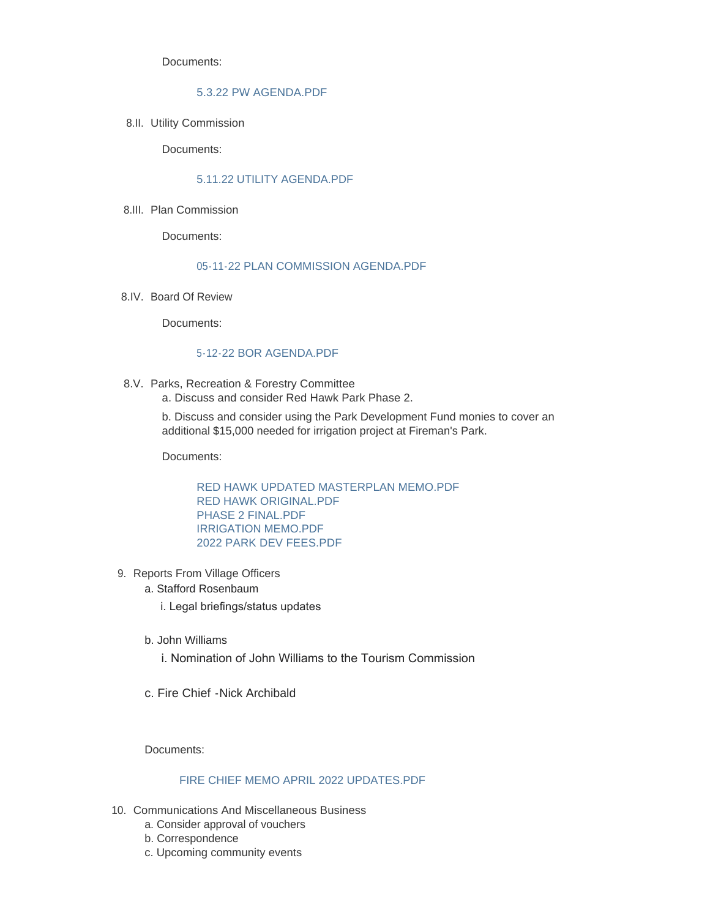Documents:

5.3.22 PW AGENDA.PDF

8.II. Utility Commission

Documents:

5.11.22 UTILITY AGENDA.PDF

8.III. Plan Commission

Documents:

05-11-22 PLAN COMMISSION AGENDA.PDF

8.IV. Board Of Review

Documents:

5-12-22 BOR AGENDA.PDF

8.V. Parks, Recreation & Forestry Committee

a. Discuss and consider Red Hawk Park Phase 2.

b. Discuss and consider using the Park Development Fund monies to cover an additional $15,000 needed for irrigation project at Fireman's Park.

Documents:

RED HAWK UPDATED MASTERPLAN MEMO.PDF
RED HAWK ORIGINAL.PDF
PHASE 2 FINAL.PDF
IRRIGATION MEMO.PDF
2022 PARK DEV FEES.PDF

9. Reports From Village Officers
   a. Stafford Rosenbaum
      i. Legal briefings/status updates
   b. John Williams
      i. Nomination of John Williams to the Tourism Commission
   c. Fire Chief -Nick Archibald

Documents:

FIRE CHIEF MEMO APRIL 2022 UPDATES.PDF

10. Communications And Miscellaneous Business
    a. Consider approval of vouchers
    b. Correspondence
    c. Upcoming community events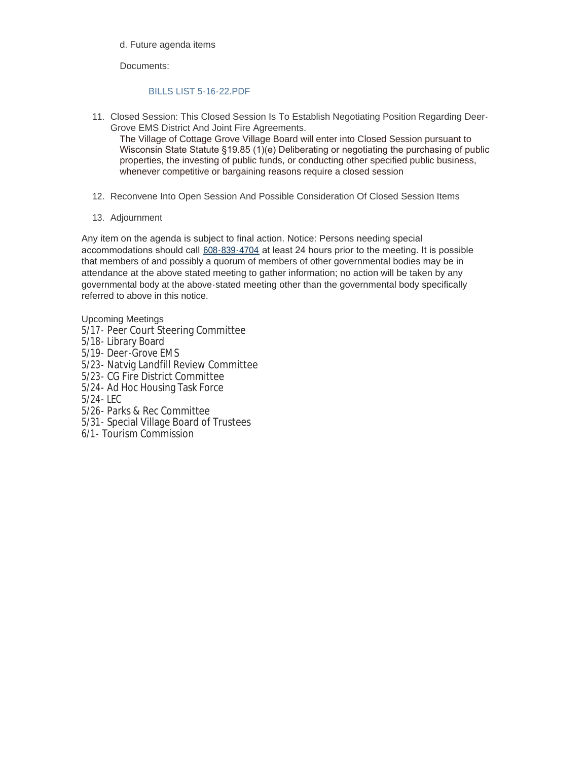d. Future agenda items

Documents:

BILLS LIST 5-16-22.PDF

11. Closed Session: This Closed Session Is To Establish Negotiating Position Regarding Deer-Grove EMS District And Joint Fire Agreements.

    The Village of Cottage Grove Village Board will enter into Closed Session pursuant to Wisconsin State Statute §19.85 (1)(e) Deliberating or negotiating the purchasing of public properties, the investing of public funds, or conducting other specified public business, whenever competitive or bargaining reasons require a closed session

12. Reconvene Into Open Session And Possible Consideration Of Closed Session Items

13. Adjournment

Any item on the agenda is subject to final action. Notice: Persons needing special accommodations should call 608-839-4704 at least 24 hours prior to the meeting. It is possible that members of and possibly a quorum of members of other governmental bodies may be in attendance at the above stated meeting to gather information; no action will be taken by any governmental body at the above-stated meeting other than the governmental body specifically referred to above in this notice.

Upcoming Meetings

5/17- Peer Court Steering Committee  
5/18- Library Board  
5/19- Deer-Grove EMS  
5/23- Natvig Landfill Review Committee  
5/23- CG Fire District Committee  
5/24- Ad Hoc Housing Task Force  
5/24- LEC  
5/26- Parks & Rec Committee  
5/31- Special Village Board of Trustees  
6/1- Tourism Commission